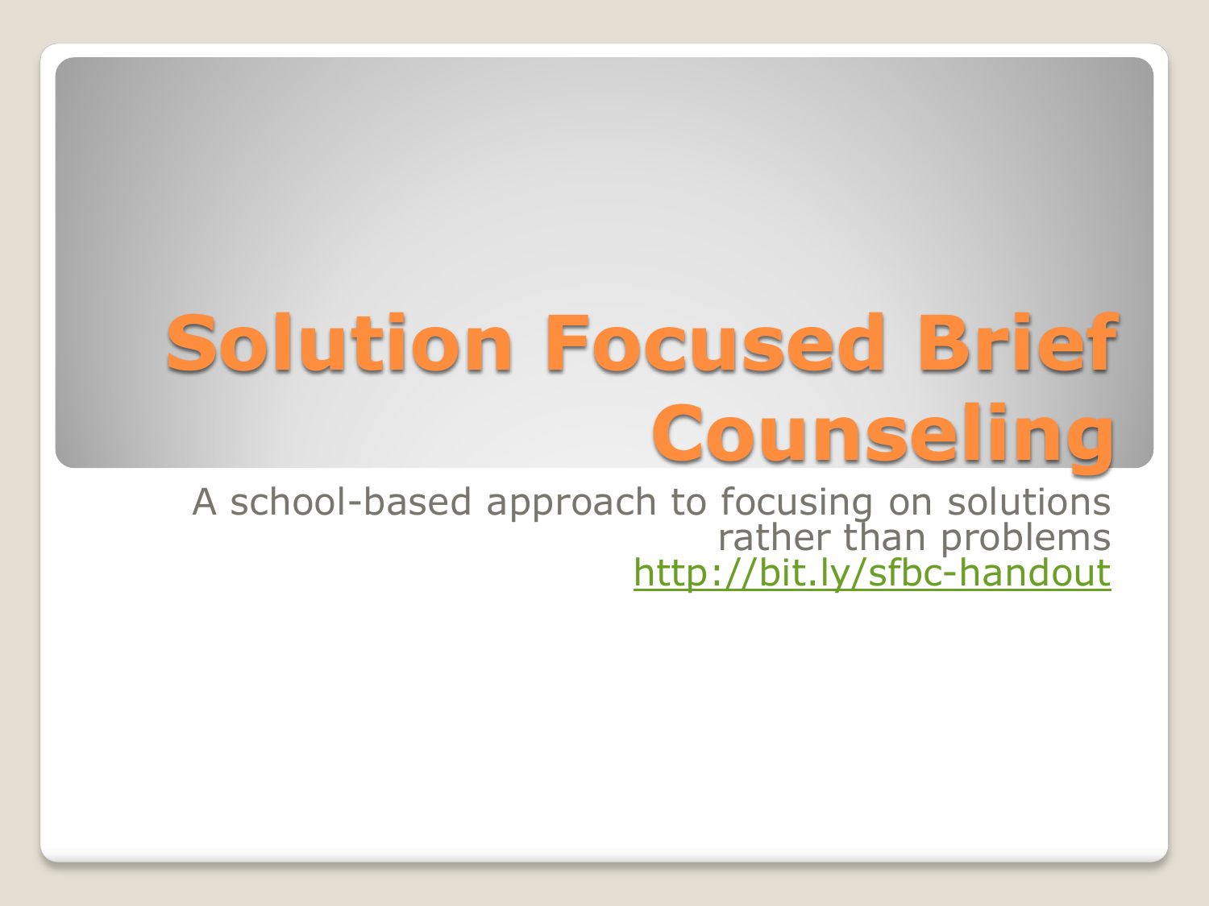# Solution Focused Brief Counseling

A school-based approach to focusing on solutions rather than problems

http://bit.ly/sfbc-handout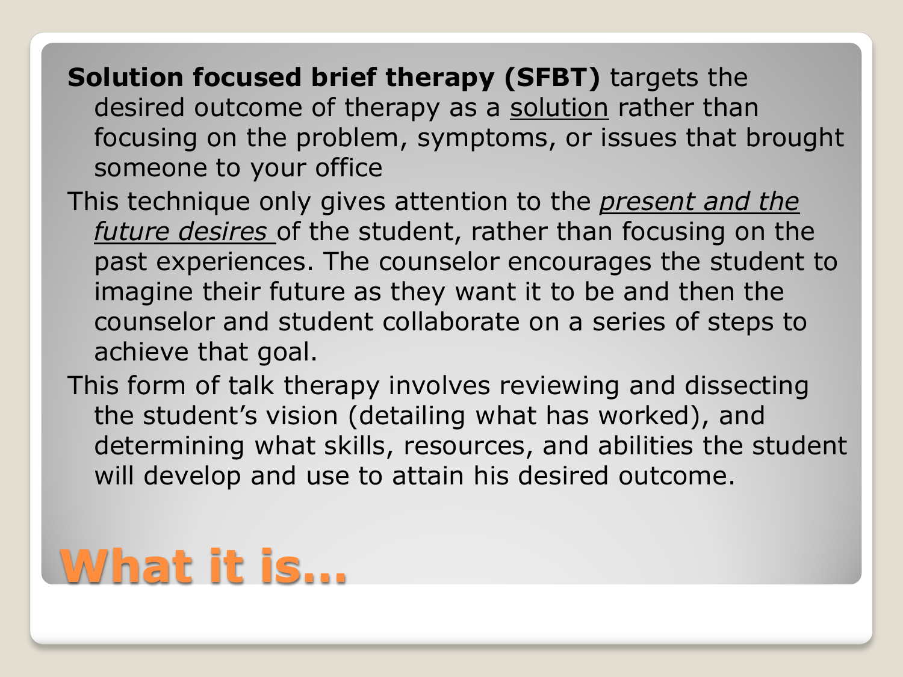# What it is…

**Solution focused brief therapy (SFBT)** targets the desired outcome of therapy as a <u>solution</u> rather than focusing on the problem, symptoms, or issues that brought someone to your office

This technique only gives attention to the <u>*present and the future desires*</u> of the student, rather than focusing on the past experiences. The counselor encourages the student to imagine their future as they want it to be and then the counselor and student collaborate on a series of steps to achieve that goal.

This form of talk therapy involves reviewing and dissecting the student's vision (detailing what has worked), and determining what skills, resources, and abilities the student will develop and use to attain his desired outcome.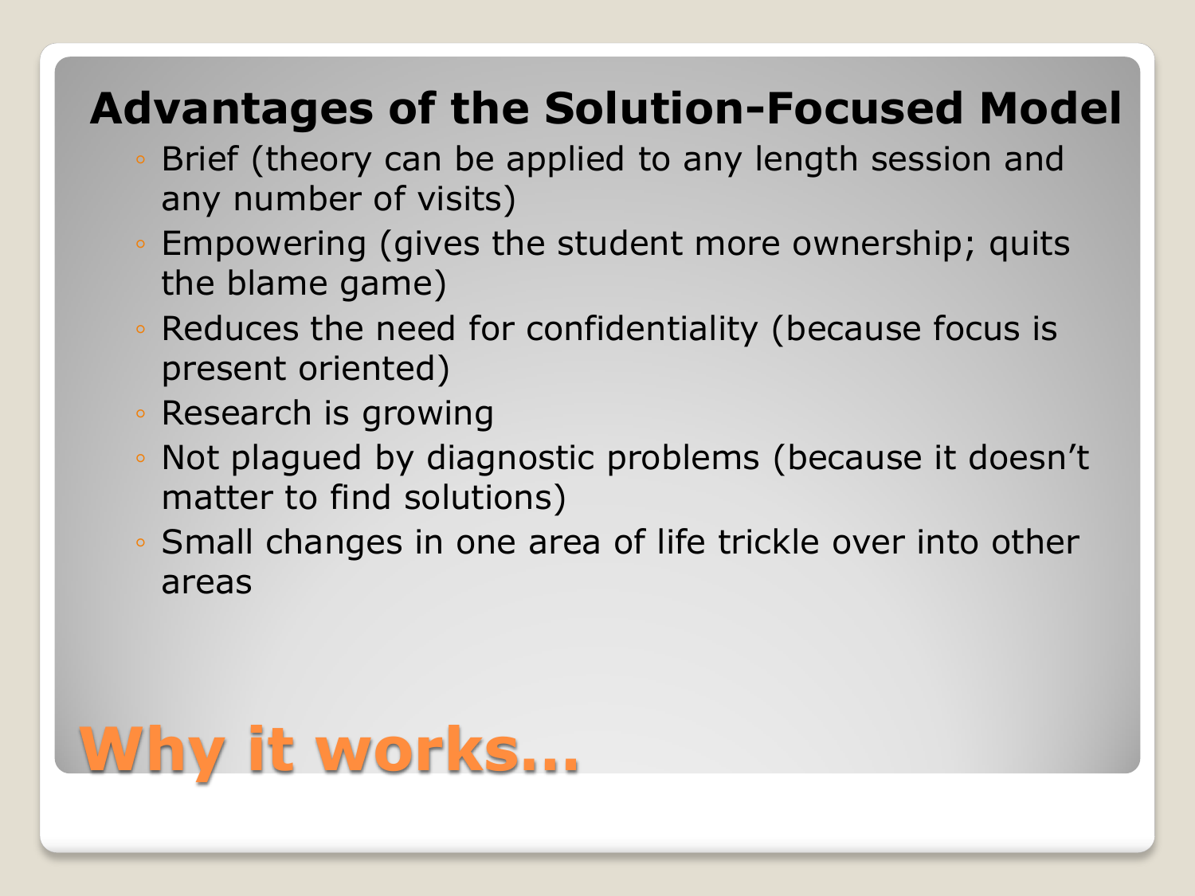## Advantages of the Solution-Focused Model

- Brief (theory can be applied to any length session and any number of visits)
- Empowering (gives the student more ownership; quits the blame game)
- Reduces the need for confidentiality (because focus is present oriented)
- Research is growing
- Not plagued by diagnostic problems (because it doesn't matter to find solutions)
- Small changes in one area of life trickle over into other areas

# Why it works…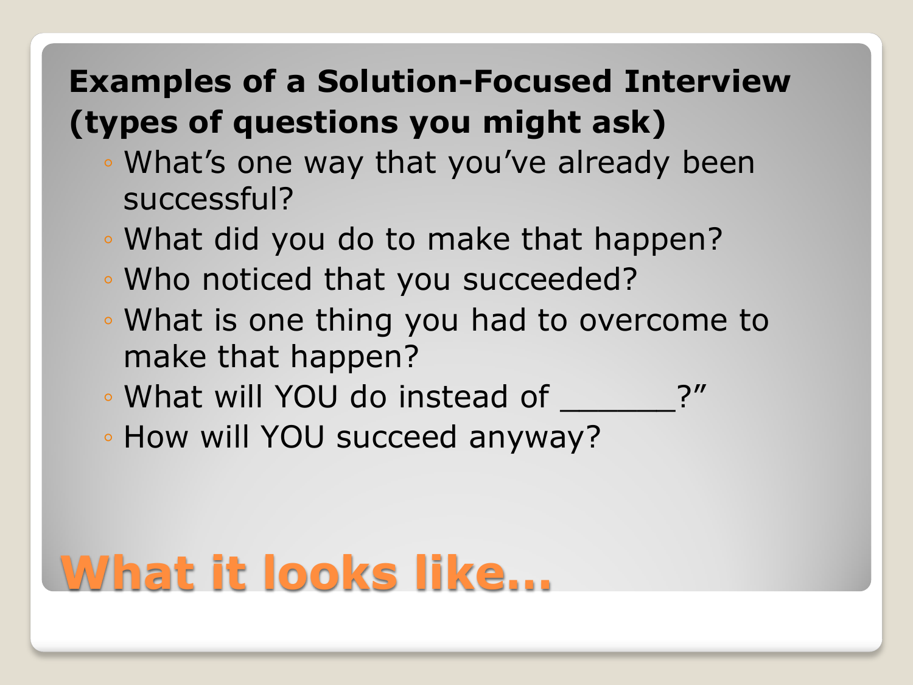# What it looks like…

**Examples of a Solution-Focused Interview (types of questions you might ask)**

- What's one way that you've already been successful?
- What did you do to make that happen?
- Who noticed that you succeeded?
- What is one thing you had to overcome to make that happen?
- What will YOU do instead of ______?"
- How will YOU succeed anyway?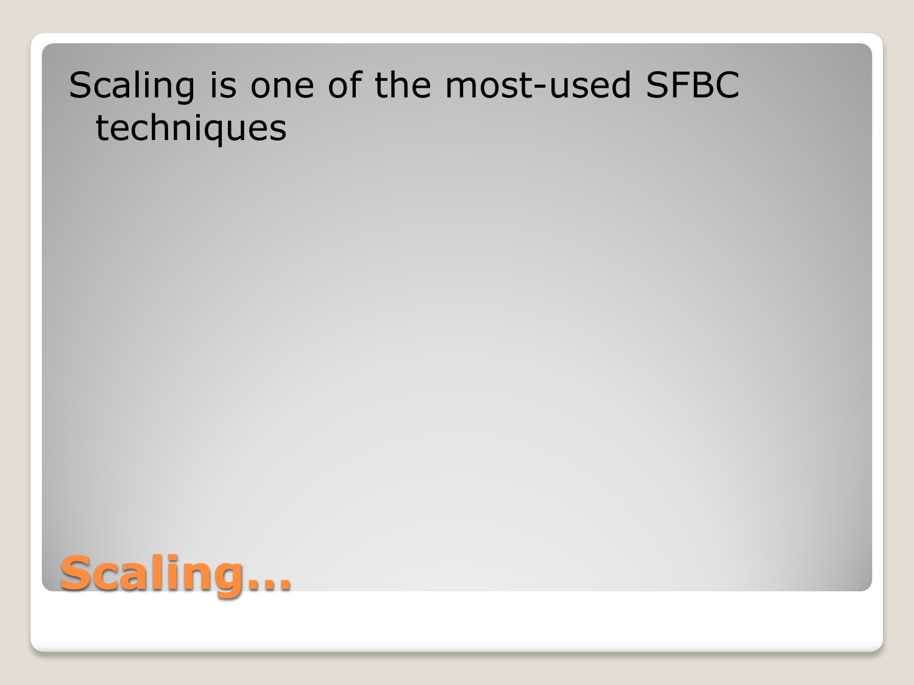# Scaling…

Scaling is one of the most-used SFBC techniques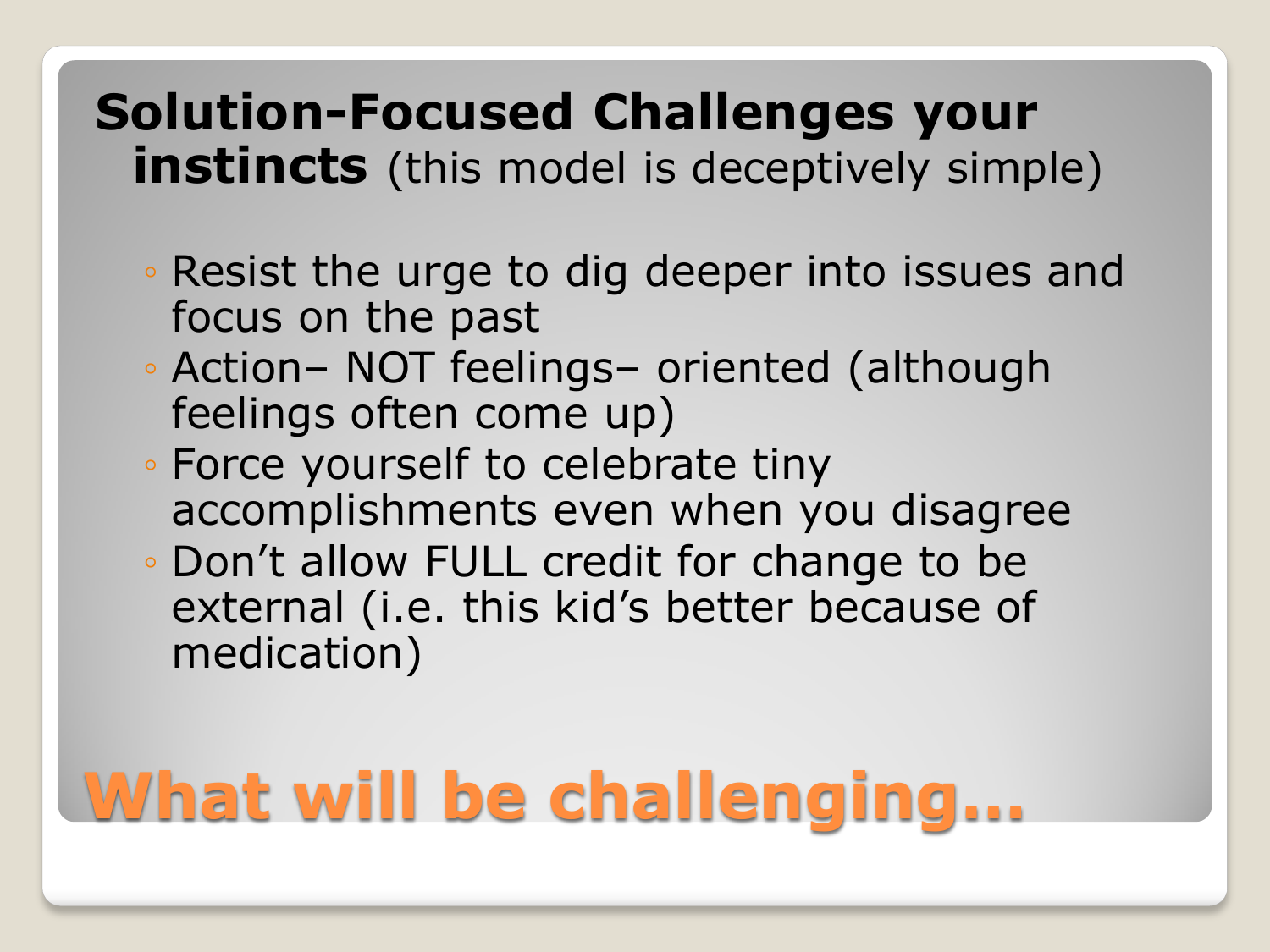# What will be challenging…

**Solution-Focused Challenges your instincts** (this model is deceptively simple)

- Resist the urge to dig deeper into issues and focus on the past
- Action– NOT feelings– oriented (although feelings often come up)
- Force yourself to celebrate tiny accomplishments even when you disagree
- Don't allow FULL credit for change to be external (i.e. this kid's better because of medication)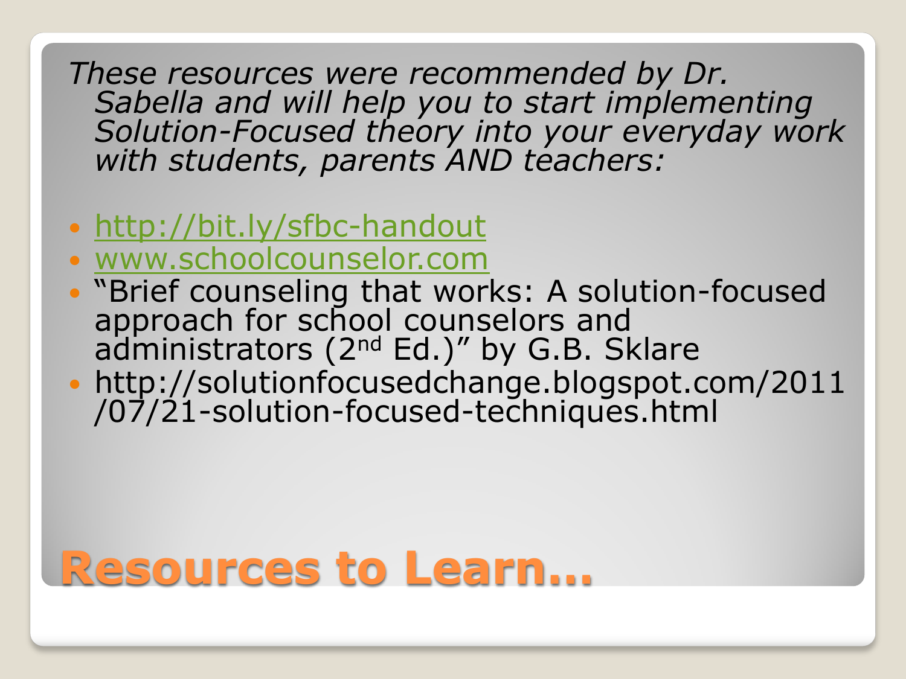## Resources to Learn…

*These resources were recommended by Dr. Sabella and will help you to start implementing Solution-Focused theory into your everyday work with students, parents AND teachers:*

- http://bit.ly/sfbc-handout
- www.schoolcounselor.com
- "Brief counseling that works: A solution-focused approach for school counselors and administrators (2nd Ed.)" by G.B. Sklare
- http://solutionfocusedchange.blogspot.com/2011/07/21-solution-focused-techniques.html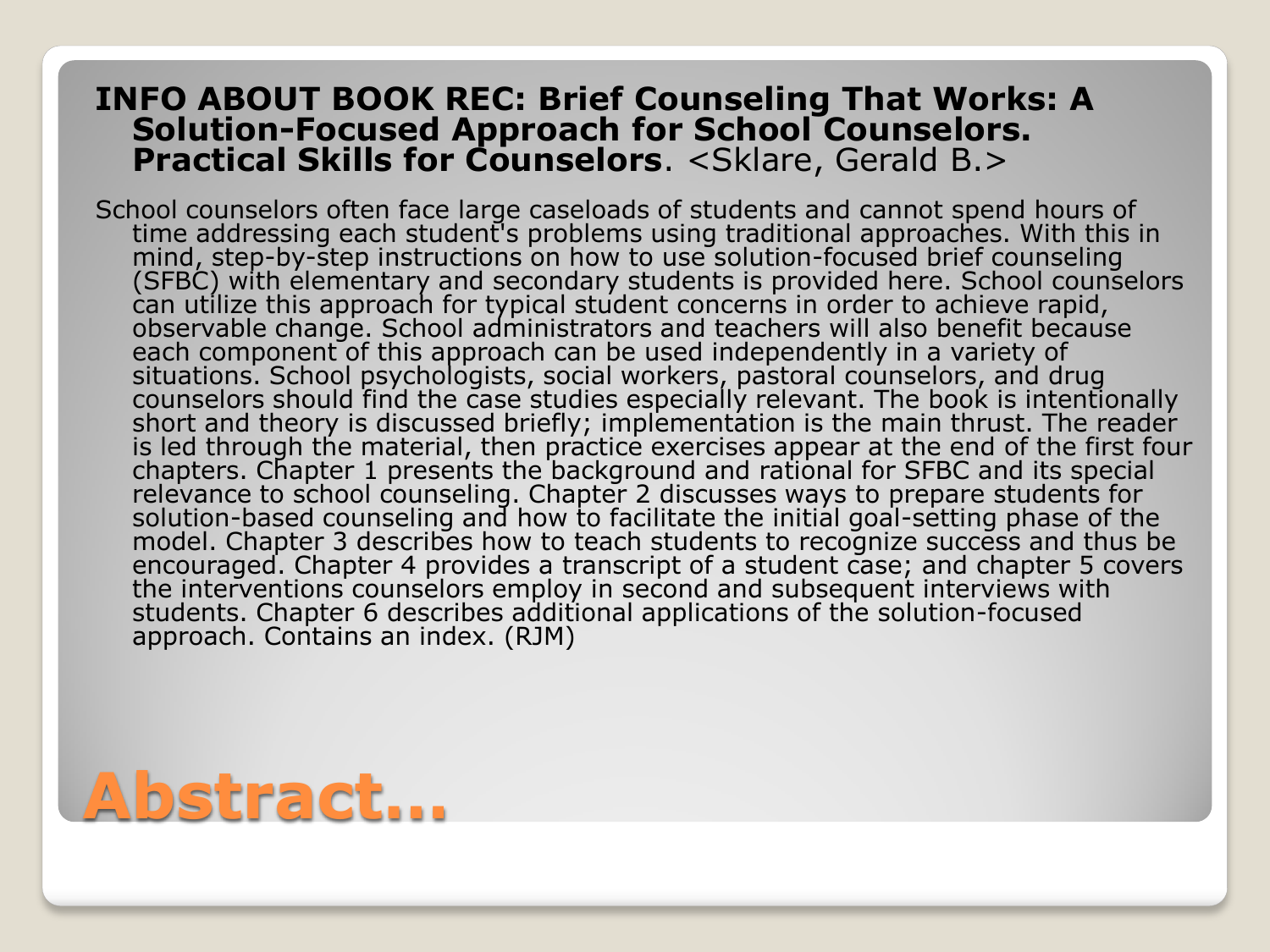**INFO ABOUT BOOK REC: Brief Counseling That Works: A Solution-Focused Approach for School Counselors. Practical Skills for Counselors**. <Sklare, Gerald B.>

School counselors often face large caseloads of students and cannot spend hours of time addressing each student's problems using traditional approaches. With this in mind, step-by-step instructions on how to use solution-focused brief counseling (SFBC) with elementary and secondary students is provided here. School counselors can utilize this approach for typical student concerns in order to achieve rapid, observable change. School administrators and teachers will also benefit because each component of this approach can be used independently in a variety of situations. School psychologists, social workers, pastoral counselors, and drug counselors should find the case studies especially relevant. The book is intentionally short and theory is discussed briefly; implementation is the main thrust. The reader is led through the material, then practice exercises appear at the end of the first four chapters. Chapter 1 presents the background and rational for SFBC and its special relevance to school counseling. Chapter 2 discusses ways to prepare students for solution-based counseling and how to facilitate the initial goal-setting phase of the model. Chapter 3 describes how to teach students to recognize success and thus be encouraged. Chapter 4 provides a transcript of a student case; and chapter 5 covers the interventions counselors employ in second and subsequent interviews with students. Chapter 6 describes additional applications of the solution-focused approach. Contains an index. (RJM)

# Abstract…